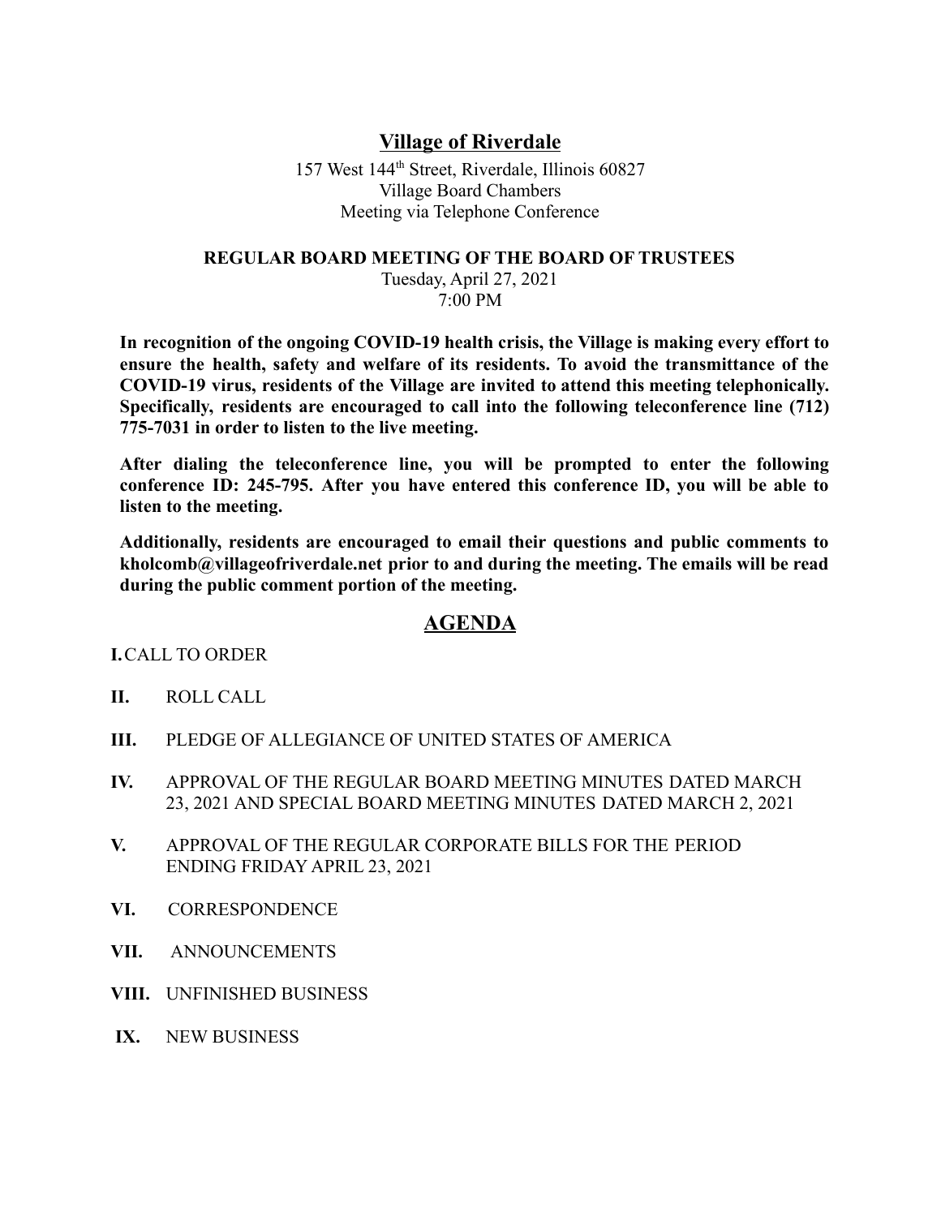# Village of Riverdale

157 West 144th Street, Riverdale, Illinois 60827
Village Board Chambers
Meeting via Telephone Conference

**REGULAR BOARD MEETING OF THE BOARD OF TRUSTEES**

Tuesday, April 27, 2021
7:00 PM

**In recognition of the ongoing COVID-19 health crisis, the Village is making every effort to ensure the health, safety and welfare of its residents. To avoid the transmittance of the COVID-19 virus, residents of the Village are invited to attend this meeting telephonically. Specifically, residents are encouraged to call into the following teleconference line (712) 775-7031 in order to listen to the live meeting.**

**After dialing the teleconference line, you will be prompted to enter the following conference ID: 245-795. After you have entered this conference ID, you will be able to listen to the meeting.**

**Additionally, residents are encouraged to email their questions and public comments to kholcomb@villageofriverdale.net prior to and during the meeting. The emails will be read during the public comment portion of the meeting.**

## AGENDA

**I.** CALL TO ORDER

**II.** ROLL CALL

**III.** PLEDGE OF ALLEGIANCE OF UNITED STATES OF AMERICA

**IV.** APPROVAL OF THE REGULAR BOARD MEETING MINUTES DATED MARCH 23, 2021 AND SPECIAL BOARD MEETING MINUTES DATED MARCH 2, 2021

**V.** APPROVAL OF THE REGULAR CORPORATE BILLS FOR THE PERIOD ENDING FRIDAY APRIL 23, 2021

**VI.** CORRESPONDENCE

**VII.** ANNOUNCEMENTS

**VIII.** UNFINISHED BUSINESS

**IX.** NEW BUSINESS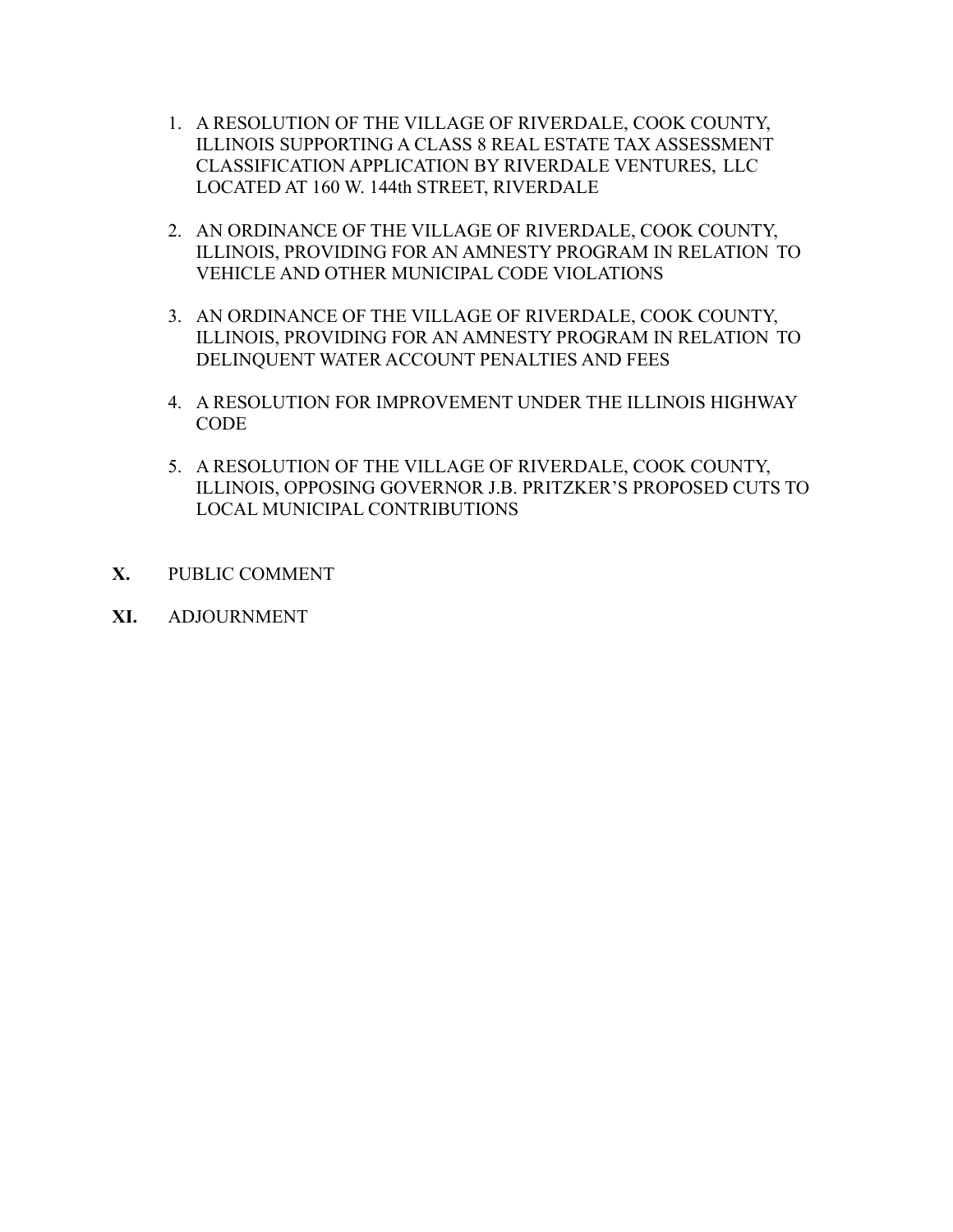1. A RESOLUTION OF THE VILLAGE OF RIVERDALE, COOK COUNTY, ILLINOIS SUPPORTING A CLASS 8 REAL ESTATE TAX ASSESSMENT CLASSIFICATION APPLICATION BY RIVERDALE VENTURES, LLC LOCATED AT 160 W. 144th STREET, RIVERDALE

2. AN ORDINANCE OF THE VILLAGE OF RIVERDALE, COOK COUNTY, ILLINOIS, PROVIDING FOR AN AMNESTY PROGRAM IN RELATION TO VEHICLE AND OTHER MUNICIPAL CODE VIOLATIONS

3. AN ORDINANCE OF THE VILLAGE OF RIVERDALE, COOK COUNTY, ILLINOIS, PROVIDING FOR AN AMNESTY PROGRAM IN RELATION TO DELINQUENT WATER ACCOUNT PENALTIES AND FEES

4. A RESOLUTION FOR IMPROVEMENT UNDER THE ILLINOIS HIGHWAY CODE

5. A RESOLUTION OF THE VILLAGE OF RIVERDALE, COOK COUNTY, ILLINOIS, OPPOSING GOVERNOR J.B. PRITZKER'S PROPOSED CUTS TO LOCAL MUNICIPAL CONTRIBUTIONS

**X.** PUBLIC COMMENT

**XI.** ADJOURNMENT